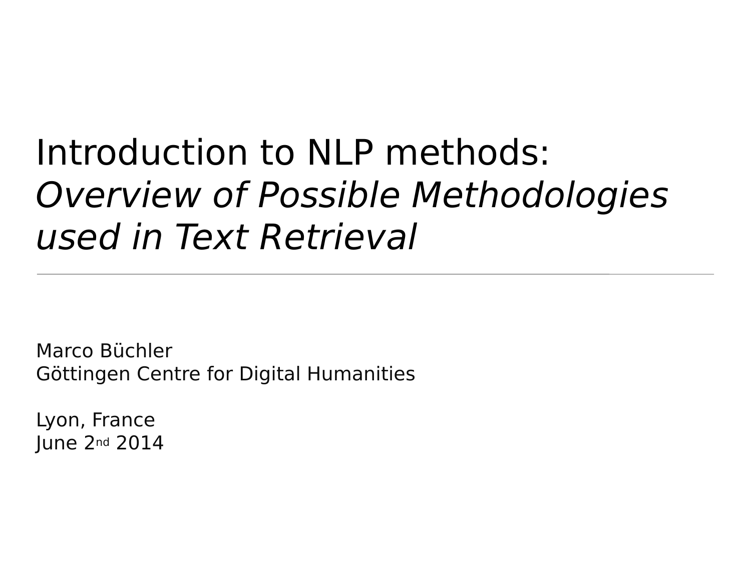# Introduction to NLP methods: *Overview of Possible Methodologies used in Text Retrieval*

---

Marco Büchler
Göttingen Centre for Digital Humanities

Lyon, France
June 2nd 2014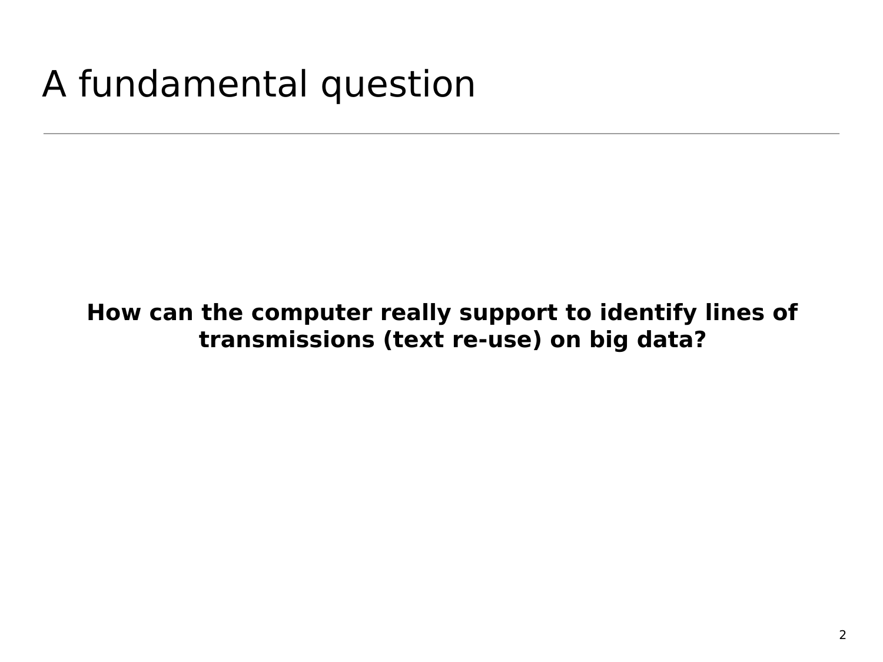# A fundamental question

**How can the computer really support to identify lines of transmissions (text re-use) on big data?**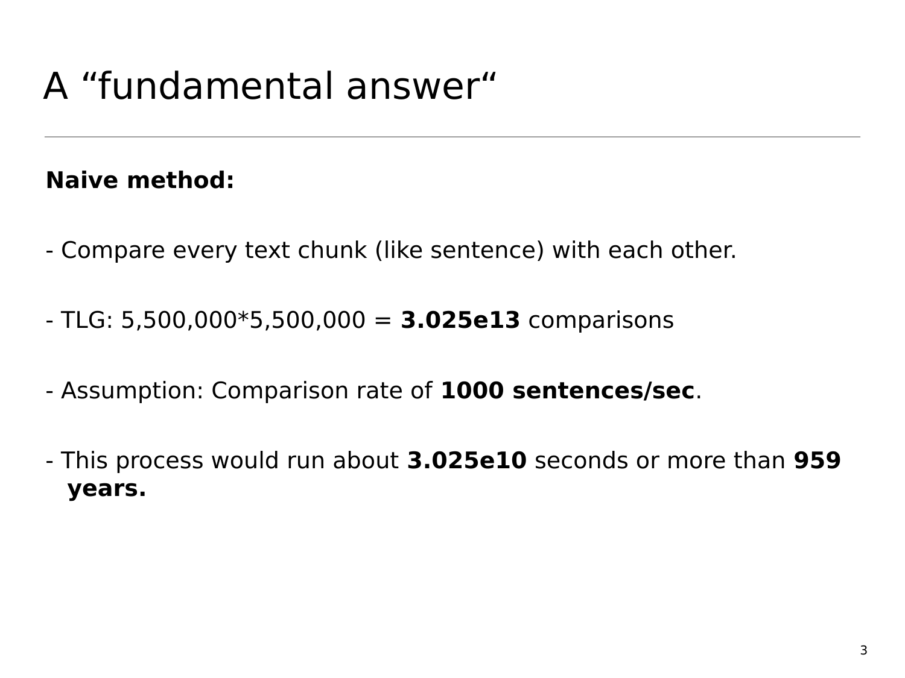# A “fundamental answer“

**Naive method:**

- Compare every text chunk (like sentence) with each other.

- TLG: 5,500,000*5,500,000 = **3.025e13** comparisons

- Assumption: Comparison rate of **1000 sentences/sec**.

- This process would run about **3.025e10** seconds or more than **959 years.**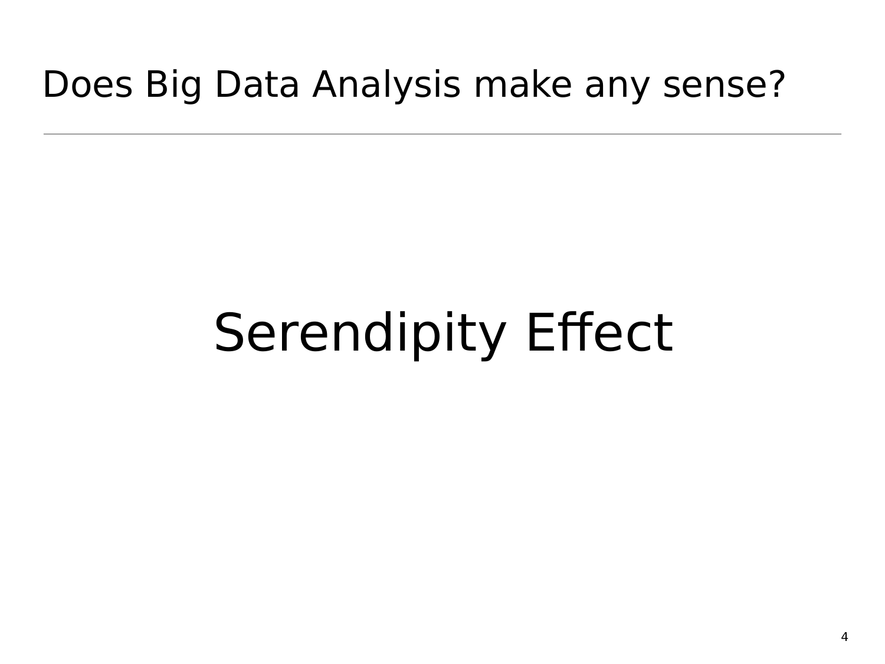# Does Big Data Analysis make any sense?

Serendipity Effect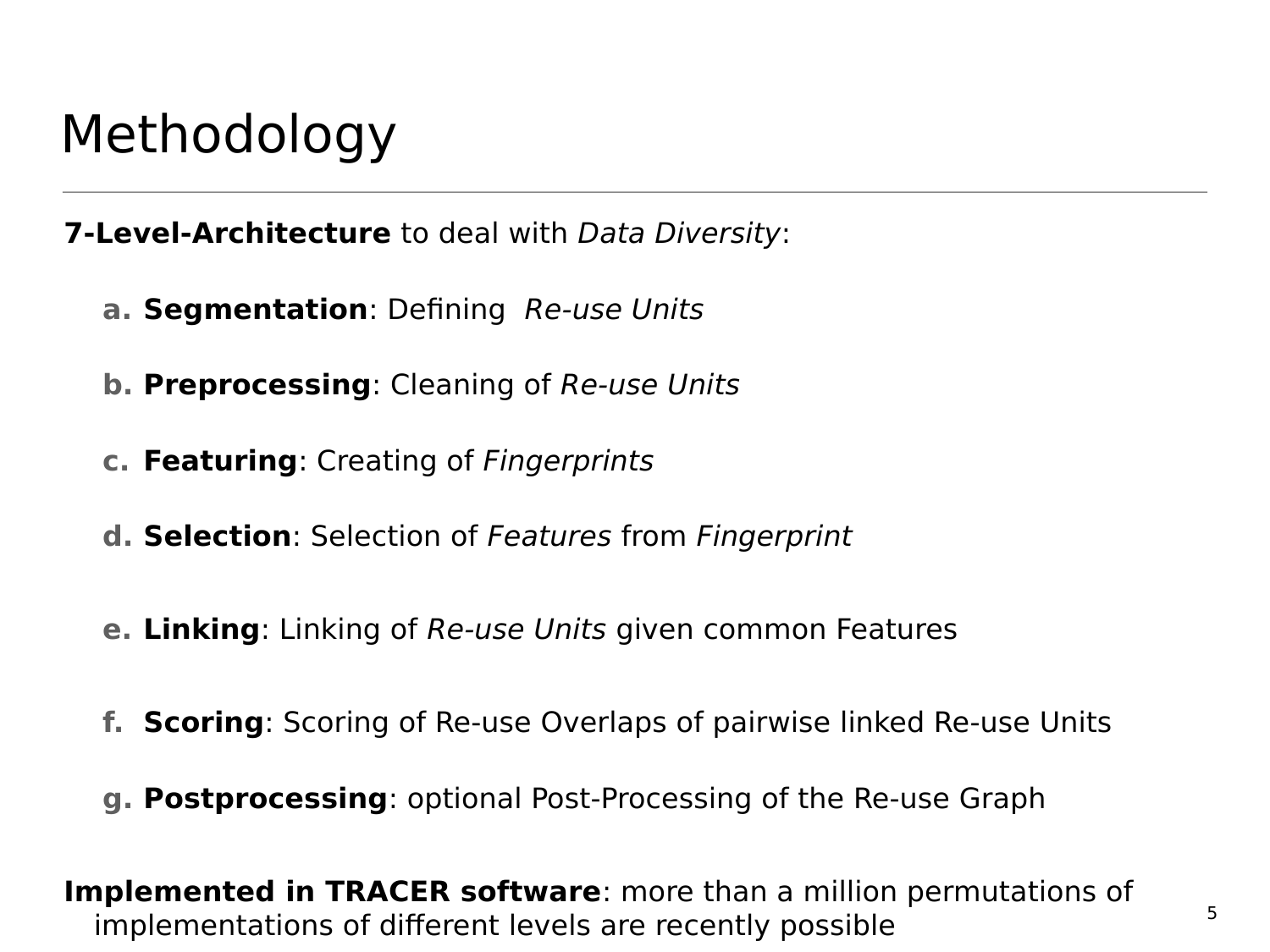# Methodology

**7-Level-Architecture** to deal with *Data Diversity*:

a. **Segmentation**: Defining *Re-use Units*

b. **Preprocessing**: Cleaning of *Re-use Units*

c. **Featuring**: Creating of *Fingerprints*

d. **Selection**: Selection of *Features* from *Fingerprint*

e. **Linking**: Linking of *Re-use Units* given common Features

f. **Scoring**: Scoring of Re-use Overlaps of pairwise linked Re-use Units

g. **Postprocessing**: optional Post-Processing of the Re-use Graph

**Implemented in TRACER software**: more than a million permutations of implementations of different levels are recently possible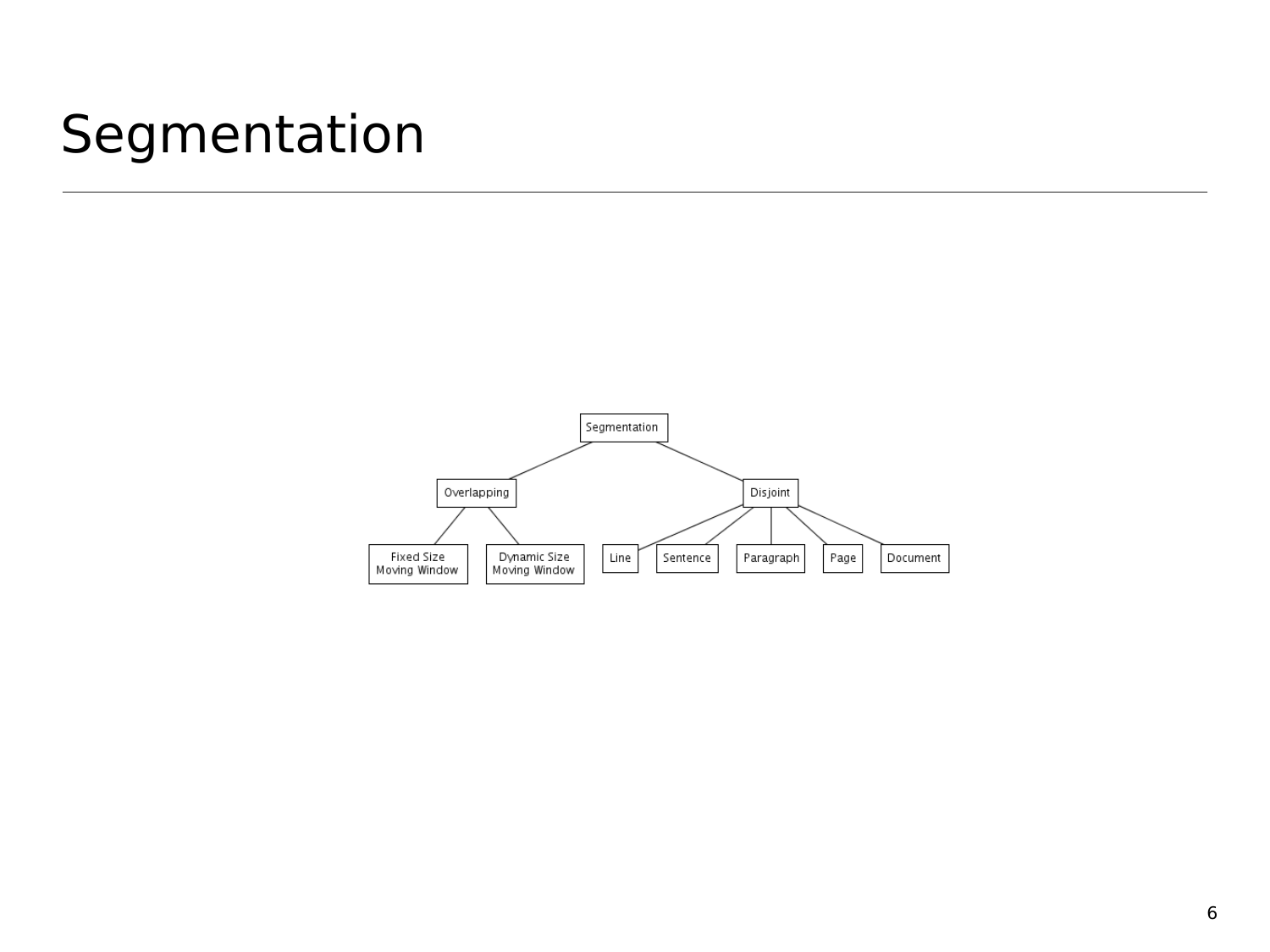# Segmentation

- Segmentation
  - Overlapping
    - Fixed Size Moving Window
    - Dynamic Size Moving Window
  - Disjoint
    - Line
    - Sentence
    - Paragraph
    - Page
    - Document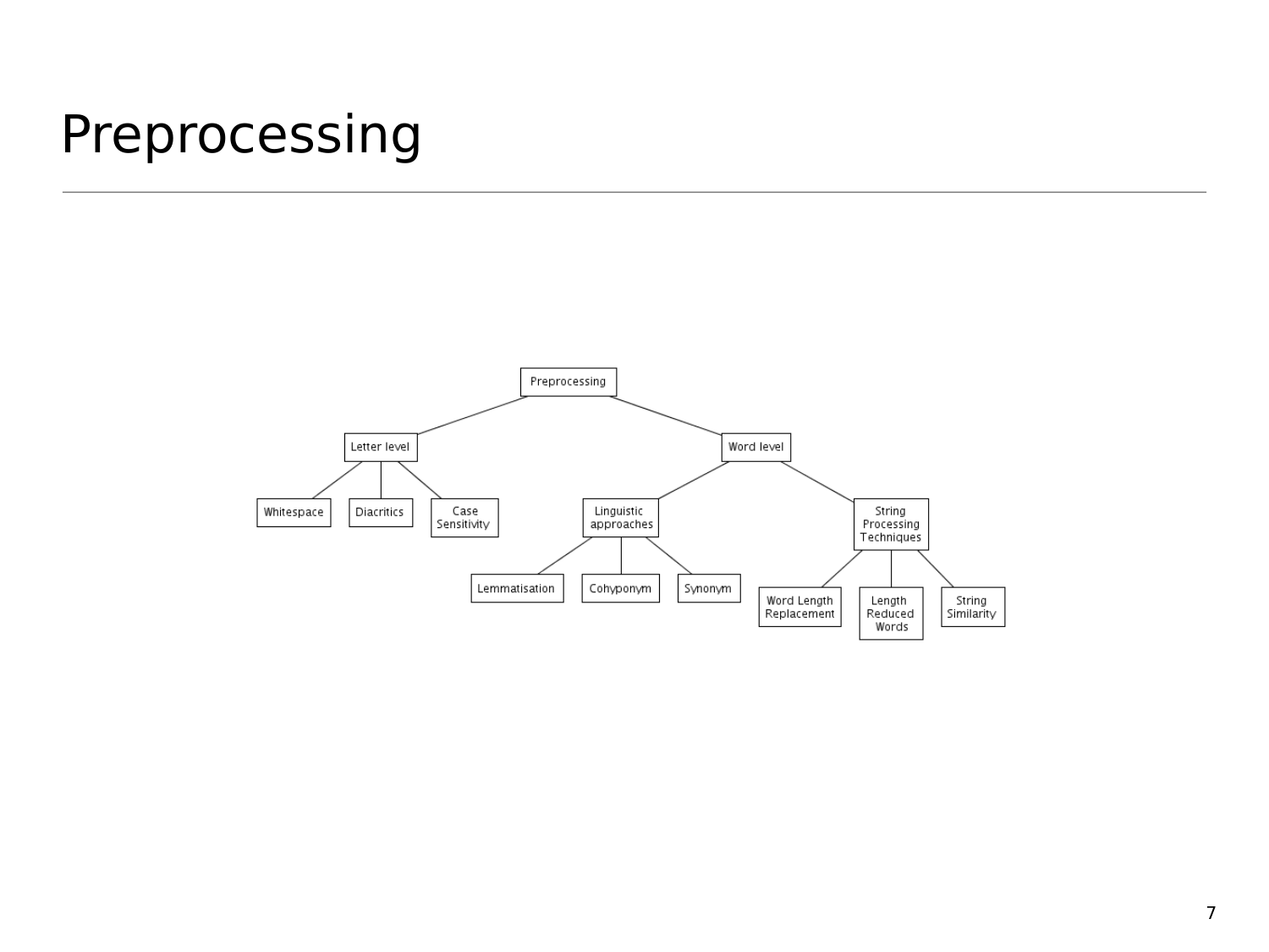# Preprocessing

- Preprocessing
  - Letter level
    - Whitespace
    - Diacritics
    - Case Sensitivity
  - Word level
    - Linguistic approaches
      - Lemmatisation
      - Cohyponym
      - Synonym
    - String Processing Techniques
      - Word Length Replacement
      - Length Reduced Words
      - String Similarity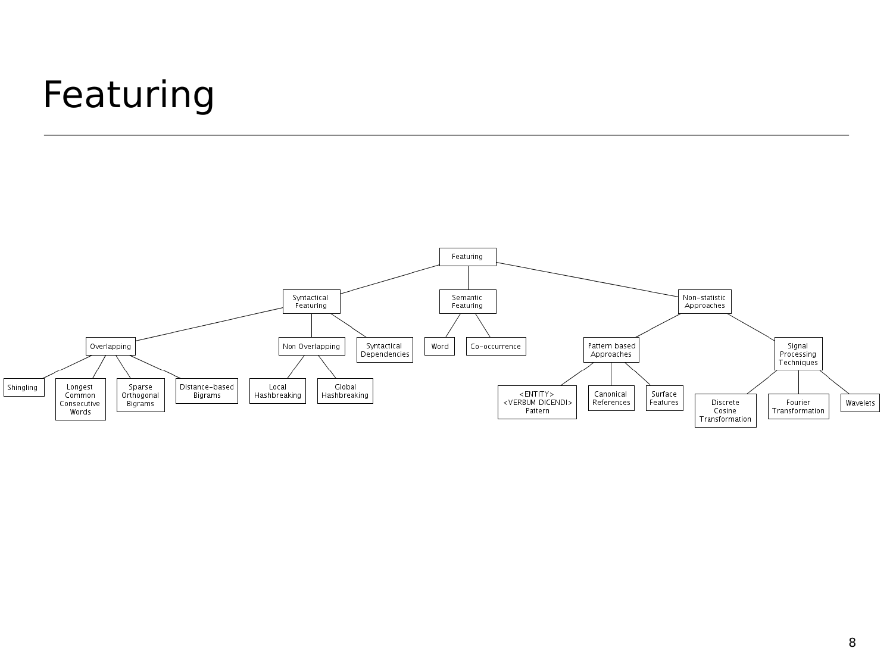# Featuring

- Featuring
  - Syntactical Featuring
    - Overlapping
      - Shingling
      - Longest Common Consecutive Words
      - Sparse Orthogonal Bigrams
      - Distance-based Bigrams
    - Non Overlapping
      - Local Hashbreaking
      - Global Hashbreaking
    - Syntactical Dependencies
  - Semantic Featuring
    - Word
    - Co-occurrence
  - Non-statistic Approaches
    - Pattern based Approaches
      - <ENTITY> <VERBUM DICENDI> Pattern
      - Canonical References
      - Surface Features
    - Signal Processing Techniques
      - Discrete Cosine Transformation
      - Fourier Transformation
      - Wavelets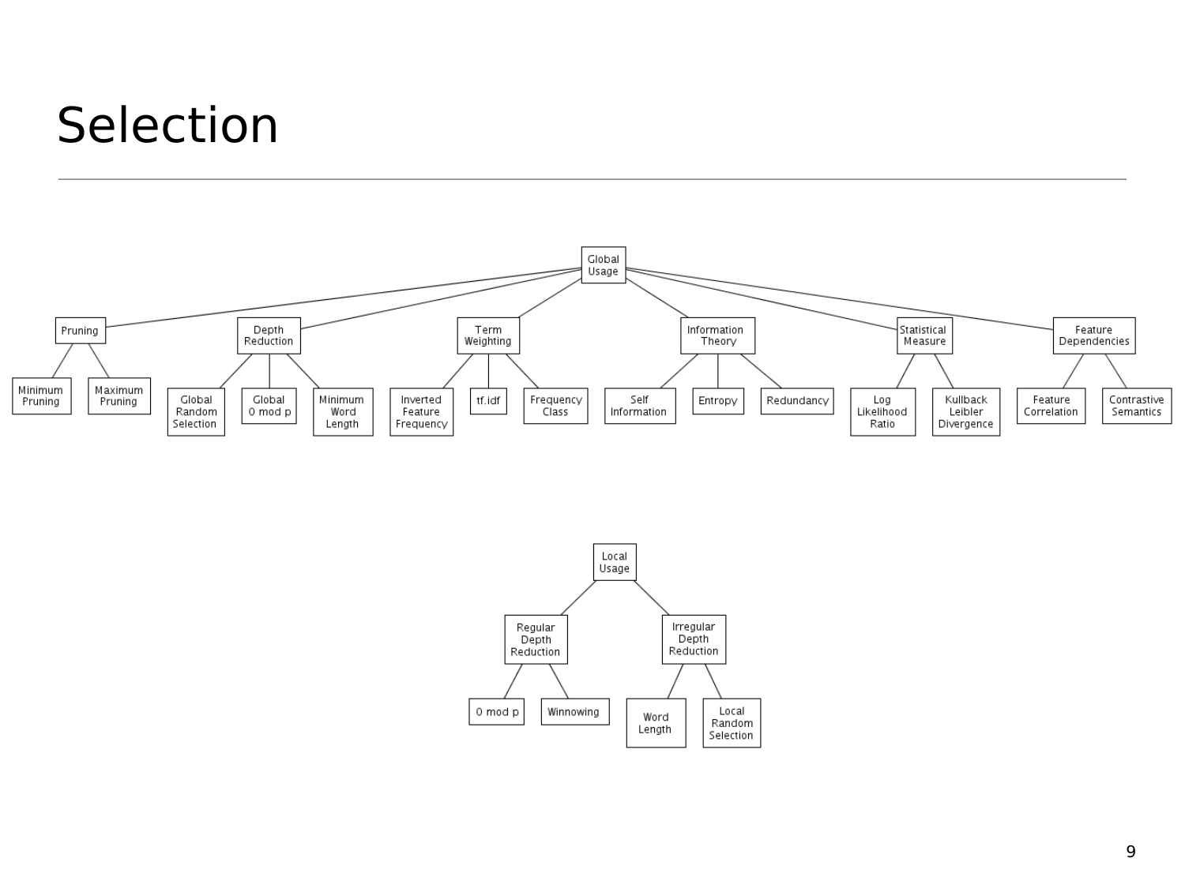# Selection

- Global Usage
  - Pruning
    - Minimum Pruning
    - Maximum Pruning
  - Depth Reduction
    - Global Random Selection
    - Global 0 mod p
    - Minimum Word Length
  - Term Weighting
    - Inverted Feature Frequency
    - tf.idf
    - Frequency Class
  - Information Theory
    - Self Information
    - Entropy
    - Redundancy
  - Statistical Measure
    - Log Likelihood Ratio
    - Kullback Leibler Divergence
  - Feature Dependencies
    - Feature Correlation
    - Contrastive Semantics

- Local Usage
  - Regular Depth Reduction
    - 0 mod p
    - Winnowing
  - Irregular Depth Reduction
    - Word Length
    - Local Random Selection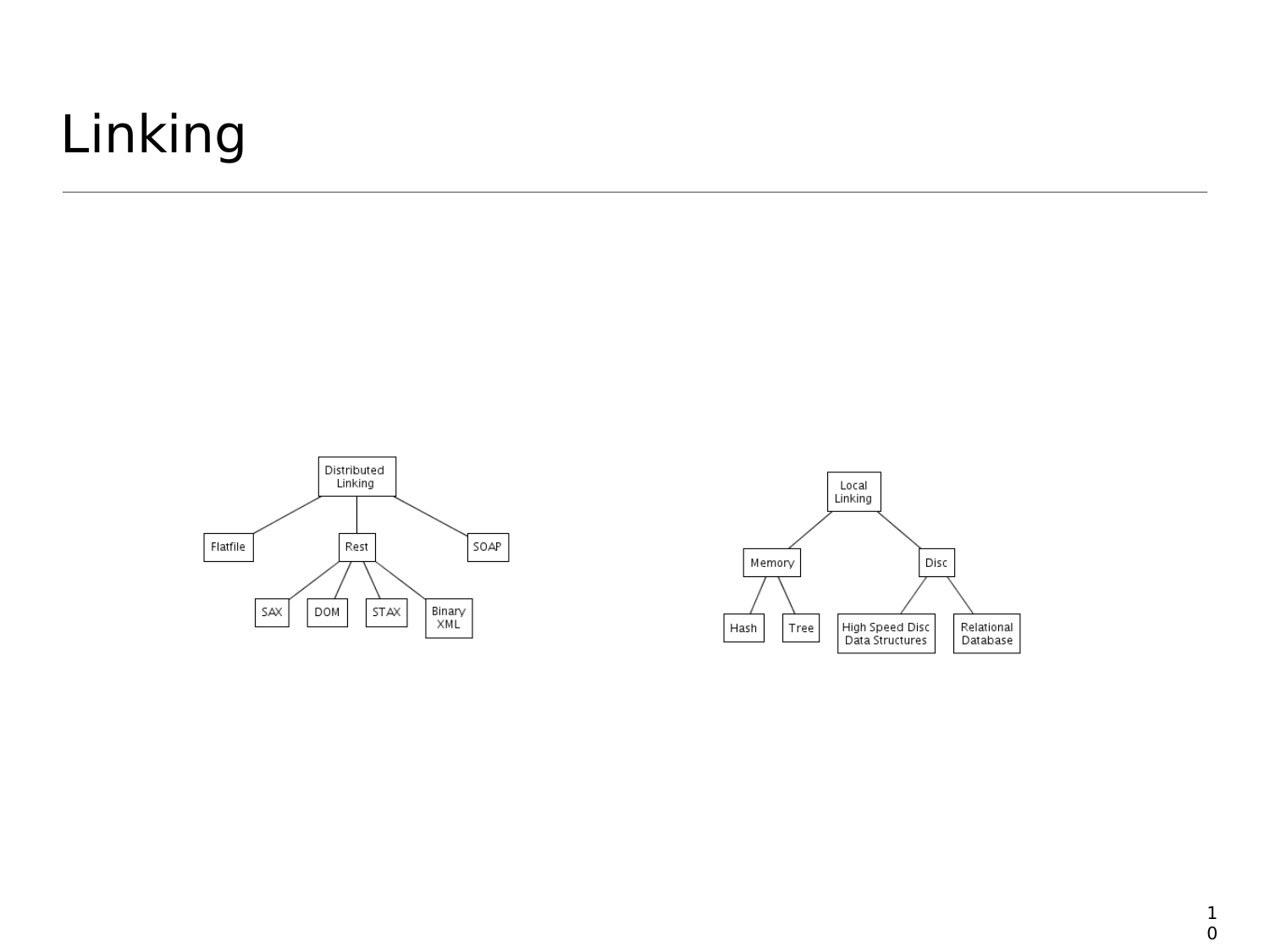# Linking

- Distributed Linking
  - Flatfile
  - Rest
    - SAX
    - DOM
    - STAX
    - Binary XML
  - SOAP

- Local Linking
  - Memory
    - Hash
    - Tree
  - Disc
    - High Speed Disc Data Structures
    - Relational Database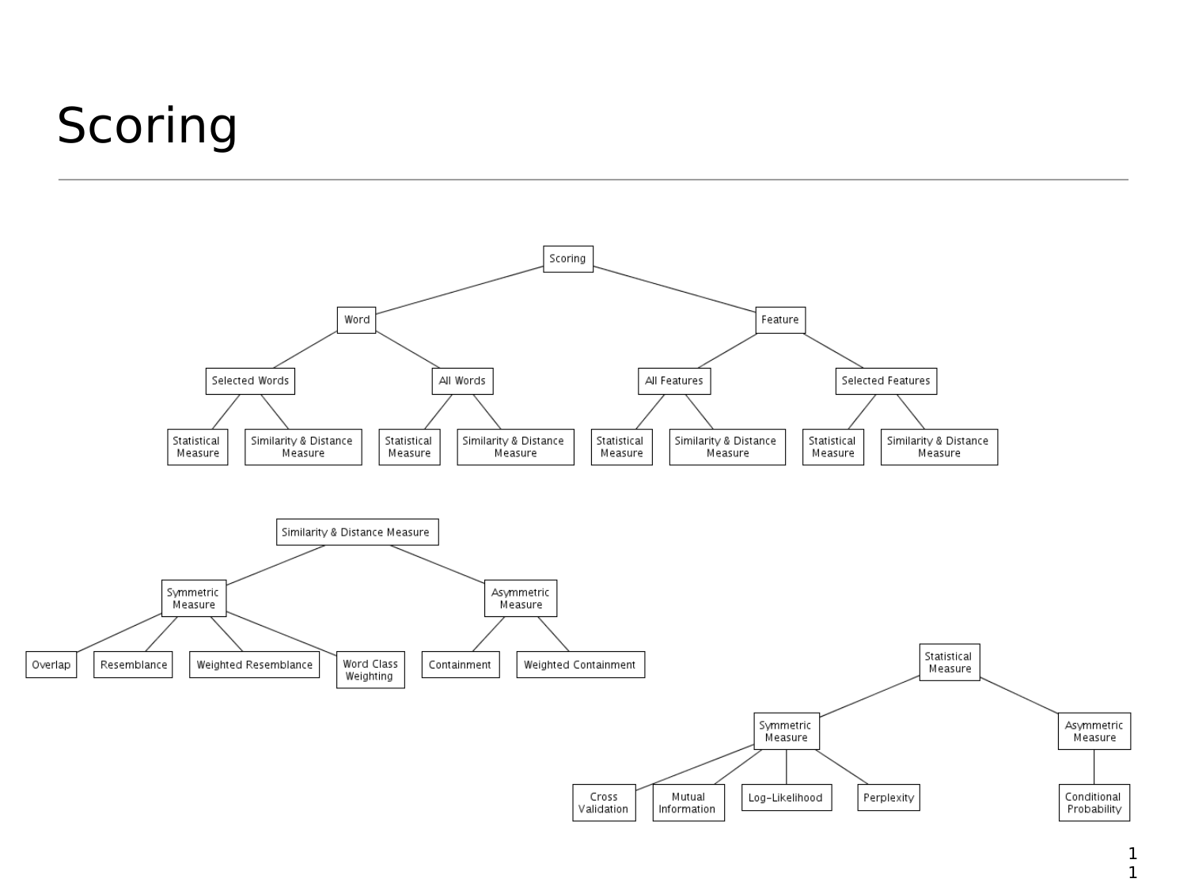# Scoring

- Scoring
  - Word
    - Selected Words
      - Statistical Measure
      - Similarity & Distance Measure
    - All Words
      - Statistical Measure
      - Similarity & Distance Measure
  - Feature
    - All Features
      - Statistical Measure
      - Similarity & Distance Measure
    - Selected Features
      - Statistical Measure
      - Similarity & Distance Measure

- Similarity & Distance Measure
  - Symmetric Measure
    - Overlap
    - Resemblance
    - Weighted Resemblance
    - Word Class Weighting
  - Asymmetric Measure
    - Containment
    - Weighted Containment

- Statistical Measure
  - Symmetric Measure
    - Cross Validation
    - Mutual Information
    - Log-Likelihood
    - Perplexity
  - Asymmetric Measure
    - Conditional Probability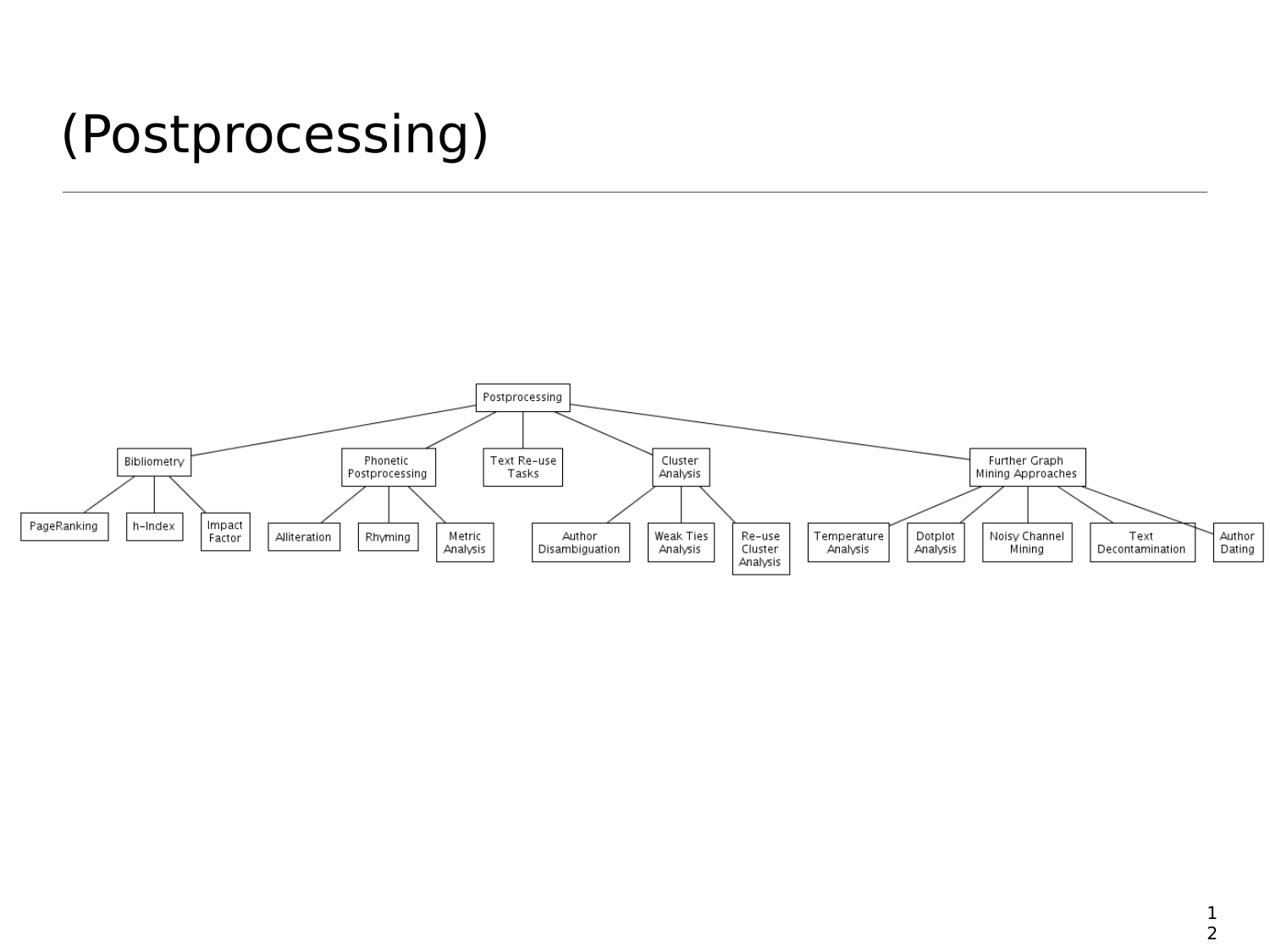# (Postprocessing)

- Postprocessing
  - Bibliometry
    - PageRanking
    - h-Index
    - Impact Factor
  - Phonetic Postprocessing
    - Alliteration
    - Rhyming
    - Metric Analysis
  - Text Re-use Tasks
  - Cluster Analysis
    - Author Disambiguation
    - Weak Ties Analysis
    - Re-use Cluster Analysis
  - Further Graph Mining Approaches
    - Temperature Analysis
    - Dotplot Analysis
    - Noisy Channel Mining
    - Text Decontamination
    - Author Dating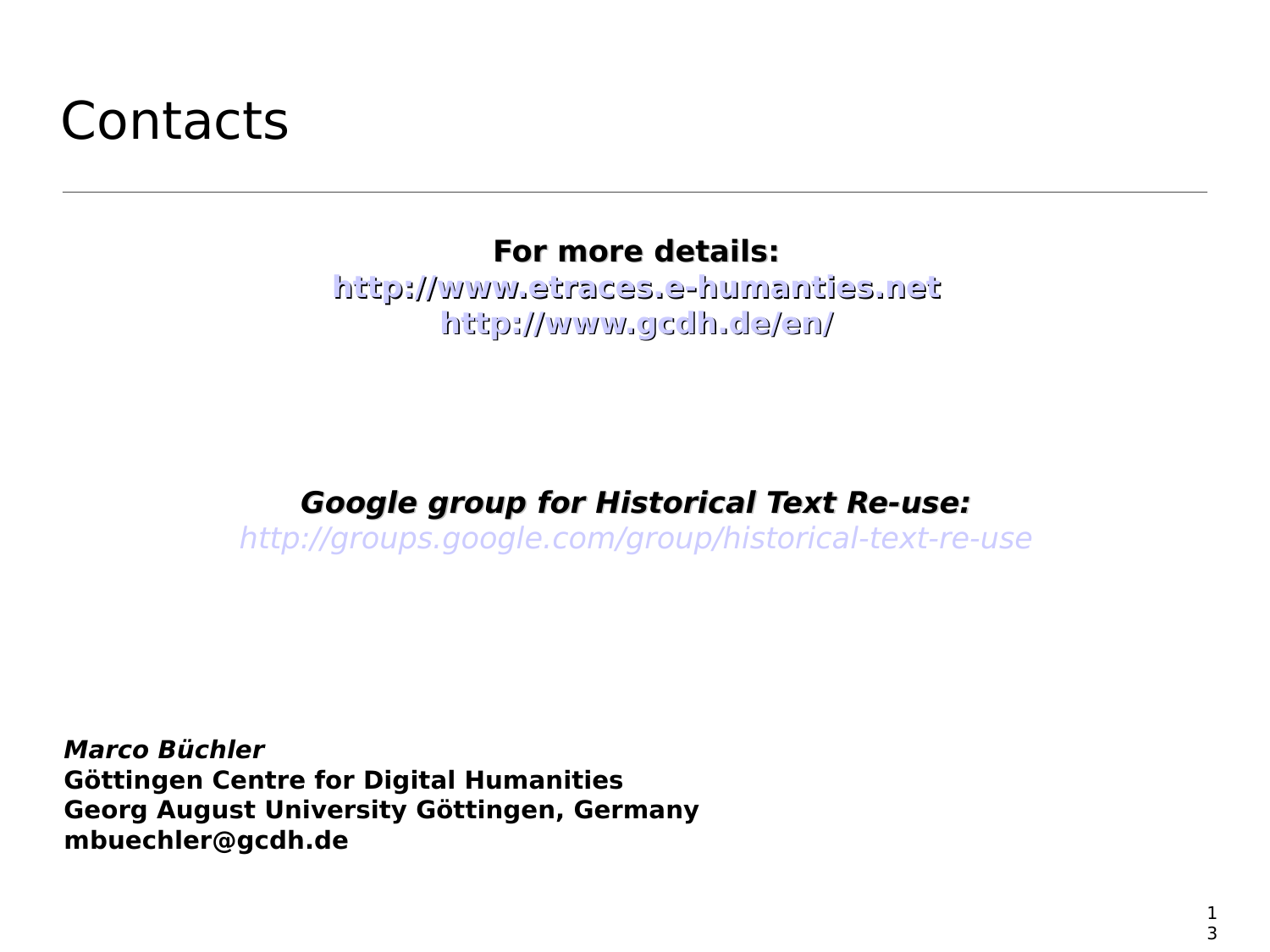# Contacts

**For more details:**
**http://www.etraces.e-humanties.net**
**http://www.gcdh.de/en/**

***Google group for Historical Text Re-use:***
*http://groups.google.com/group/historical-text-re-use*

***Marco Büchler***
**Göttingen Centre for Digital Humanities**
**Georg August University Göttingen, Germany**
**mbuechler@gcdh.de**